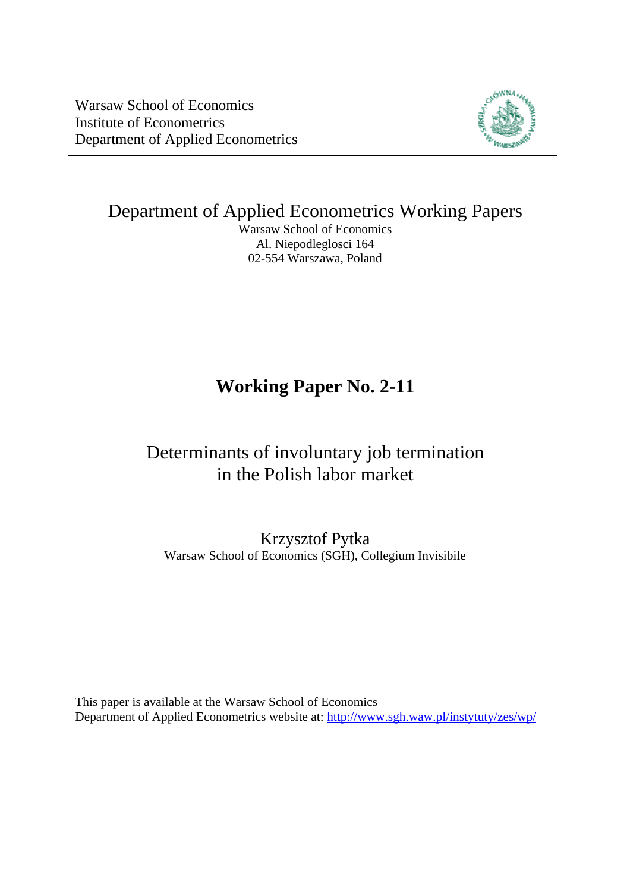Warsaw School of Economics
Institute of Econometrics
Department of Applied Econometrics

Department of Applied Econometrics Working Papers
Warsaw School of Economics
Al. Niepodleglosci 164
02-554 Warszawa, Poland

# Working Paper No. 2-11

## Determinants of involuntary job termination in the Polish labor market

Krzysztof Pytka
Warsaw School of Economics (SGH), Collegium Invisibile

This paper is available at the Warsaw School of Economics
Department of Applied Econometrics website at: http://www.sgh.waw.pl/instytuty/zes/wp/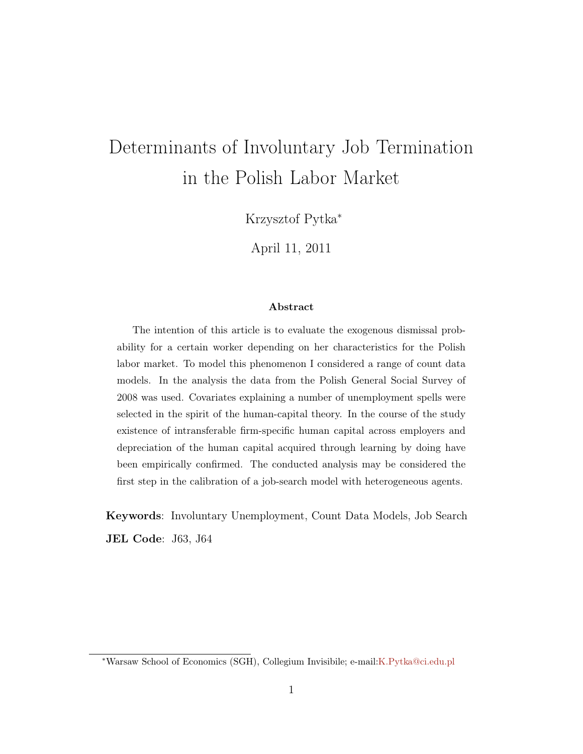# Determinants of Involuntary Job Termination in the Polish Labor Market

Krzysztof Pytka*

April 11, 2011

**Abstract**

The intention of this article is to evaluate the exogenous dismissal probability for a certain worker depending on her characteristics for the Polish labor market. To model this phenomenon I considered a range of count data models. In the analysis the data from the Polish General Social Survey of 2008 was used. Covariates explaining a number of unemployment spells were selected in the spirit of the human-capital theory. In the course of the study existence of intransferable firm-specific human capital across employers and depreciation of the human capital acquired through learning by doing have been empirically confirmed. The conducted analysis may be considered the first step in the calibration of a job-search model with heterogeneous agents.

**Keywords**: Involuntary Unemployment, Count Data Models, Job Search

**JEL Code**: J63, J64

*Warsaw School of Economics (SGH), Collegium Invisibile; e-mail:K.Pytka@ci.edu.pl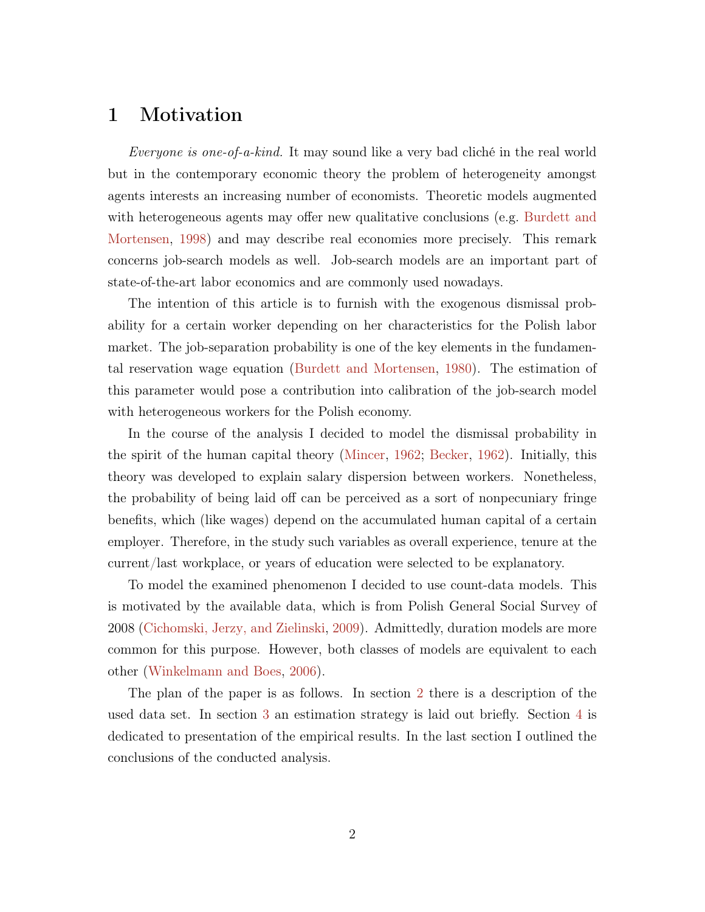# 1 Motivation

*Everyone is one-of-a-kind.* It may sound like a very bad cliché in the real world but in the contemporary economic theory the problem of heterogeneity amongst agents interests an increasing number of economists. Theoretic models augmented with heterogeneous agents may offer new qualitative conclusions (e.g. Burdett and Mortensen, 1998) and may describe real economies more precisely. This remark concerns job-search models as well. Job-search models are an important part of state-of-the-art labor economics and are commonly used nowadays.

The intention of this article is to furnish with the exogenous dismissal probability for a certain worker depending on her characteristics for the Polish labor market. The job-separation probability is one of the key elements in the fundamental reservation wage equation (Burdett and Mortensen, 1980). The estimation of this parameter would pose a contribution into calibration of the job-search model with heterogeneous workers for the Polish economy.

In the course of the analysis I decided to model the dismissal probability in the spirit of the human capital theory (Mincer, 1962; Becker, 1962). Initially, this theory was developed to explain salary dispersion between workers. Nonetheless, the probability of being laid off can be perceived as a sort of nonpecuniary fringe benefits, which (like wages) depend on the accumulated human capital of a certain employer. Therefore, in the study such variables as overall experience, tenure at the current/last workplace, or years of education were selected to be explanatory.

To model the examined phenomenon I decided to use count-data models. This is motivated by the available data, which is from Polish General Social Survey of 2008 (Cichomski, Jerzy, and Zielinski, 2009). Admittedly, duration models are more common for this purpose. However, both classes of models are equivalent to each other (Winkelmann and Boes, 2006).

The plan of the paper is as follows. In section 2 there is a description of the used data set. In section 3 an estimation strategy is laid out briefly. Section 4 is dedicated to presentation of the empirical results. In the last section I outlined the conclusions of the conducted analysis.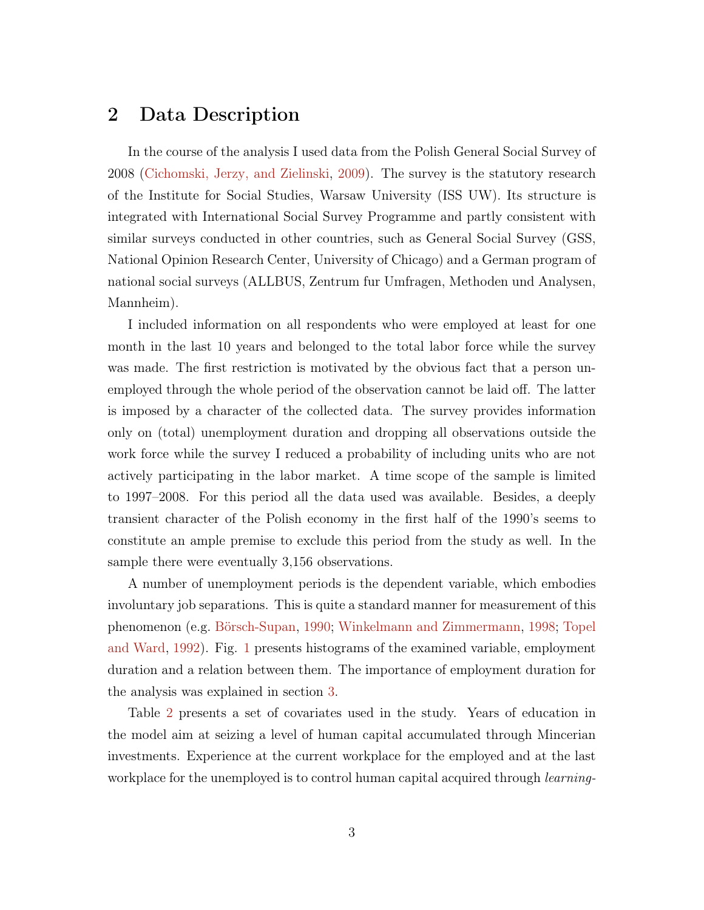## 2 Data Description

In the course of the analysis I used data from the Polish General Social Survey of 2008 (Cichomski, Jerzy, and Zielinski, 2009). The survey is the statutory research of the Institute for Social Studies, Warsaw University (ISS UW). Its structure is integrated with International Social Survey Programme and partly consistent with similar surveys conducted in other countries, such as General Social Survey (GSS, National Opinion Research Center, University of Chicago) and a German program of national social surveys (ALLBUS, Zentrum fur Umfragen, Methoden und Analysen, Mannheim).

I included information on all respondents who were employed at least for one month in the last 10 years and belonged to the total labor force while the survey was made. The first restriction is motivated by the obvious fact that a person unemployed through the whole period of the observation cannot be laid off. The latter is imposed by a character of the collected data. The survey provides information only on (total) unemployment duration and dropping all observations outside the work force while the survey I reduced a probability of including units who are not actively participating in the labor market. A time scope of the sample is limited to 1997–2008. For this period all the data used was available. Besides, a deeply transient character of the Polish economy in the first half of the 1990's seems to constitute an ample premise to exclude this period from the study as well. In the sample there were eventually 3,156 observations.

A number of unemployment periods is the dependent variable, which embodies involuntary job separations. This is quite a standard manner for measurement of this phenomenon (e.g. Börsch-Supan, 1990; Winkelmann and Zimmermann, 1998; Topel and Ward, 1992). Fig. 1 presents histograms of the examined variable, employment duration and a relation between them. The importance of employment duration for the analysis was explained in section 3.

Table 2 presents a set of covariates used in the study. Years of education in the model aim at seizing a level of human capital accumulated through Mincerian investments. Experience at the current workplace for the employed and at the last workplace for the unemployed is to control human capital acquired through *learning-*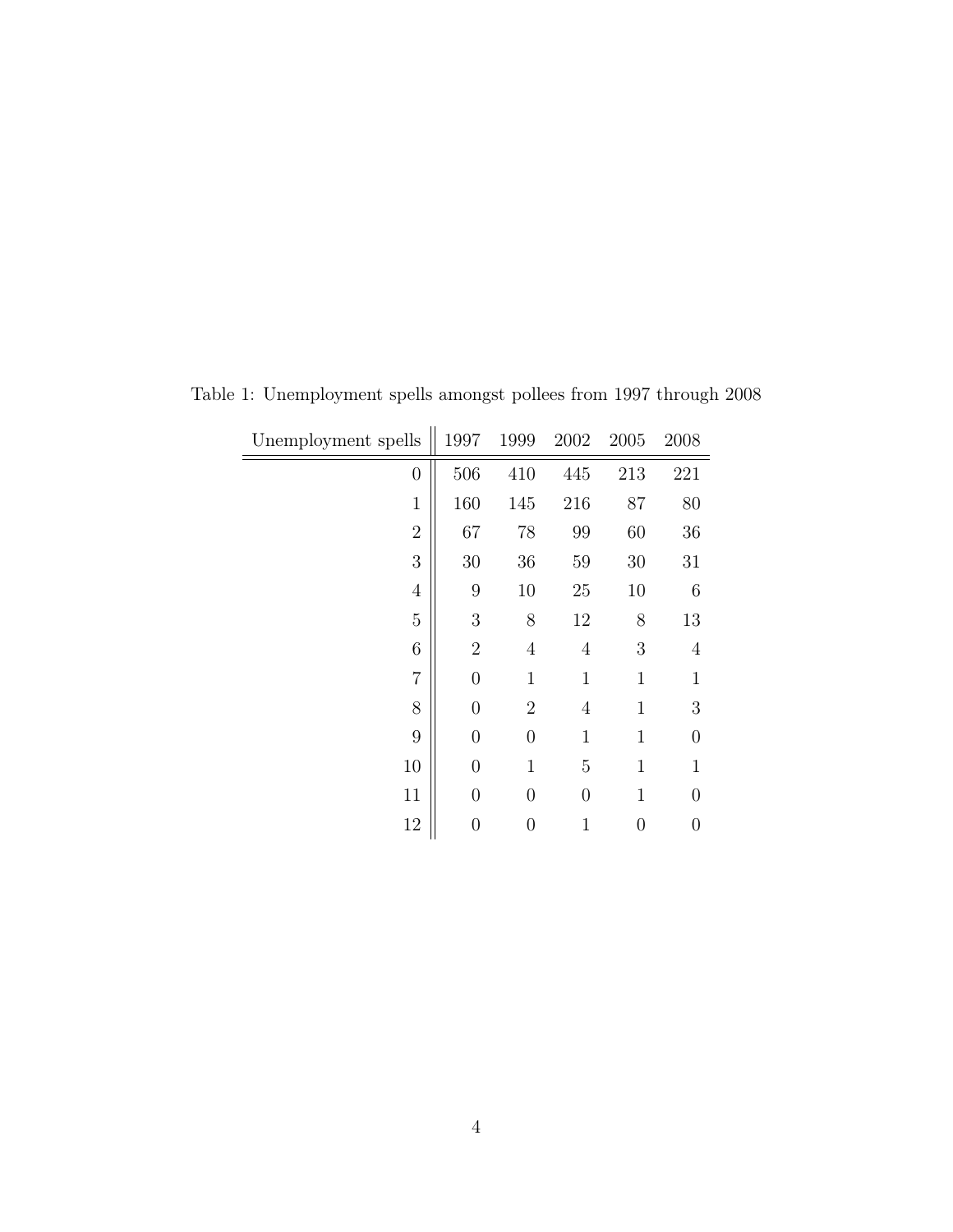Table 1: Unemployment spells amongst pollees from 1997 through 2008

| Unemployment spells | 1997 | 1999 | 2002 | 2005 | 2008 |
|---:|---:|---:|---:|---:|---:|
| 0 | 506 | 410 | 445 | 213 | 221 |
| 1 | 160 | 145 | 216 | 87 | 80 |
| 2 | 67 | 78 | 99 | 60 | 36 |
| 3 | 30 | 36 | 59 | 30 | 31 |
| 4 | 9 | 10 | 25 | 10 | 6 |
| 5 | 3 | 8 | 12 | 8 | 13 |
| 6 | 2 | 4 | 4 | 3 | 4 |
| 7 | 0 | 1 | 1 | 1 | 1 |
| 8 | 0 | 2 | 4 | 1 | 3 |
| 9 | 0 | 0 | 1 | 1 | 0 |
| 10 | 0 | 1 | 5 | 1 | 1 |
| 11 | 0 | 0 | 0 | 1 | 0 |
| 12 | 0 | 0 | 1 | 0 | 0 |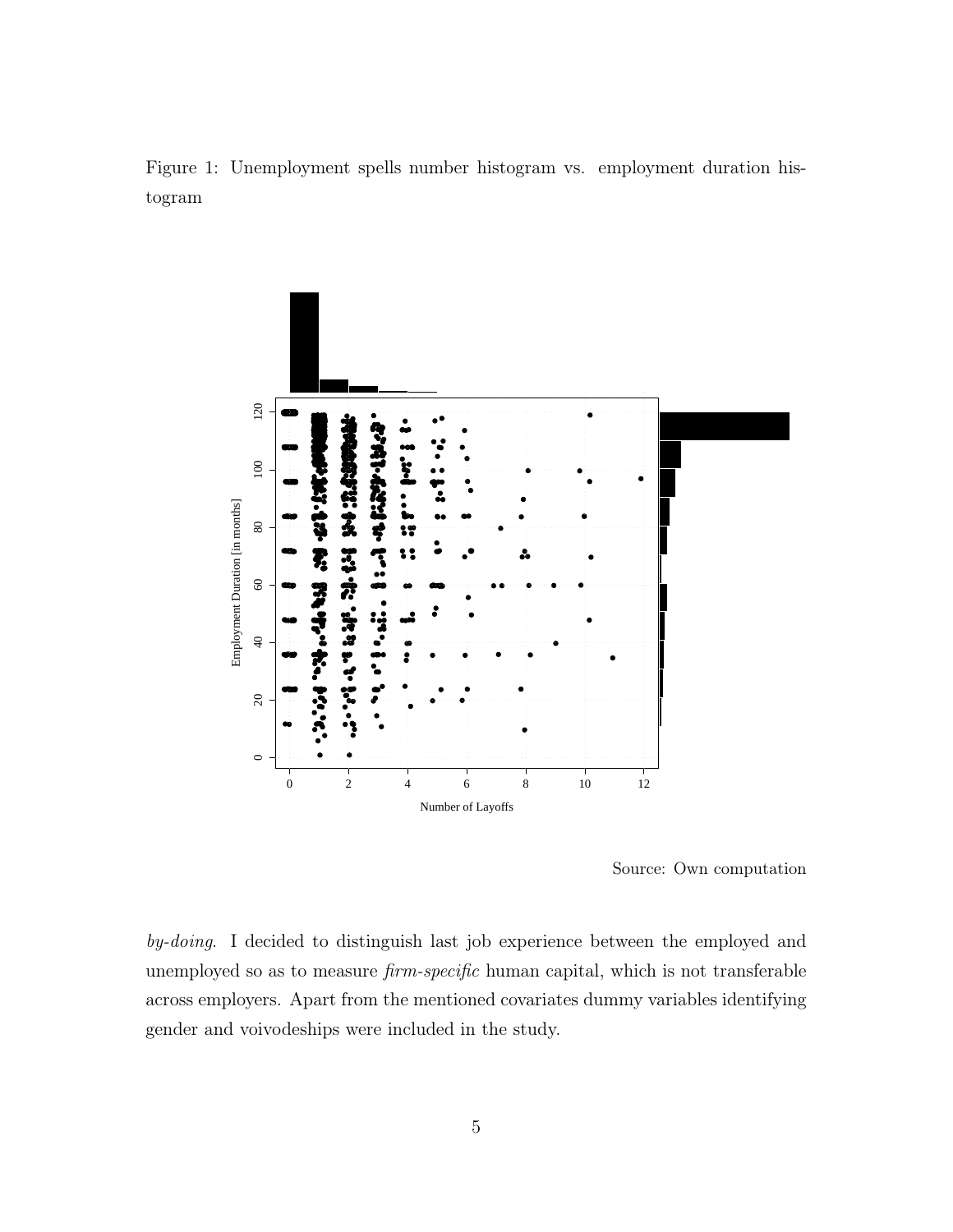Figure 1: Unemployment spells number histogram vs. employment duration histogram

Source: Own computation

*by-doing*. I decided to distinguish last job experience between the employed and unemployed so as to measure *firm-specific* human capital, which is not transferable across employers. Apart from the mentioned covariates dummy variables identifying gender and voivodeships were included in the study.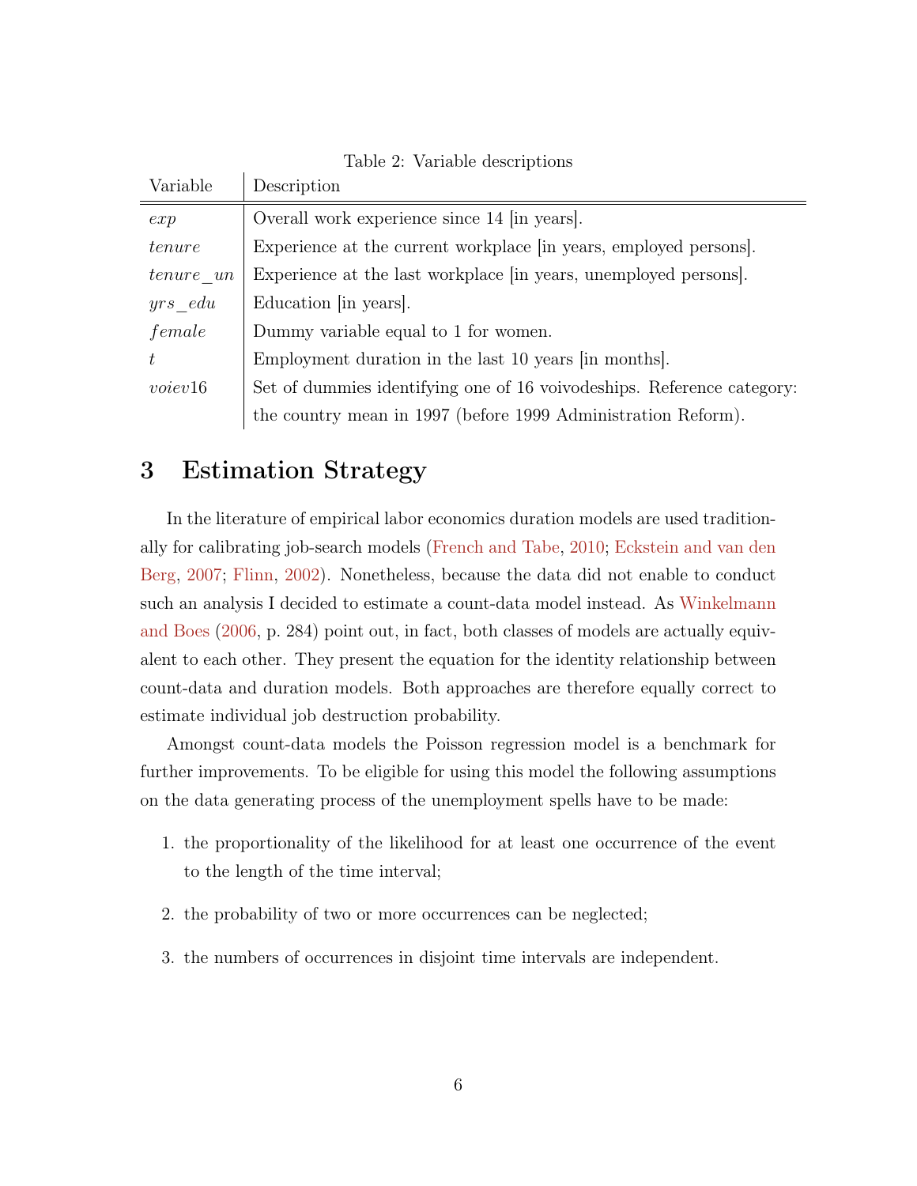Table 2: Variable descriptions

| Variable | Description |
|---|---|
| $exp$ | Overall work experience since 14 [in years]. |
| $tenure$ | Experience at the current workplace [in years, employed persons]. |
| $tenure\_un$ | Experience at the last workplace [in years, unemployed persons]. |
| $yrs\_edu$ | Education [in years]. |
| $female$ | Dummy variable equal to 1 for women. |
| $t$ | Employment duration in the last 10 years [in months]. |
| $voiev16$ | Set of dummies identifying one of 16 voivodeships. Reference category: the country mean in 1997 (before 1999 Administration Reform). |

## 3 Estimation Strategy

In the literature of empirical labor economics duration models are used traditionally for calibrating job-search models (French and Tabe, 2010; Eckstein and van den Berg, 2007; Flinn, 2002). Nonetheless, because the data did not enable to conduct such an analysis I decided to estimate a count-data model instead. As Winkelmann and Boes (2006, p. 284) point out, in fact, both classes of models are actually equivalent to each other. They present the equation for the identity relationship between count-data and duration models. Both approaches are therefore equally correct to estimate individual job destruction probability.

Amongst count-data models the Poisson regression model is a benchmark for further improvements. To be eligible for using this model the following assumptions on the data generating process of the unemployment spells have to be made:

1. the proportionality of the likelihood for at least one occurrence of the event to the length of the time interval;
2. the probability of two or more occurrences can be neglected;
3. the numbers of occurrences in disjoint time intervals are independent.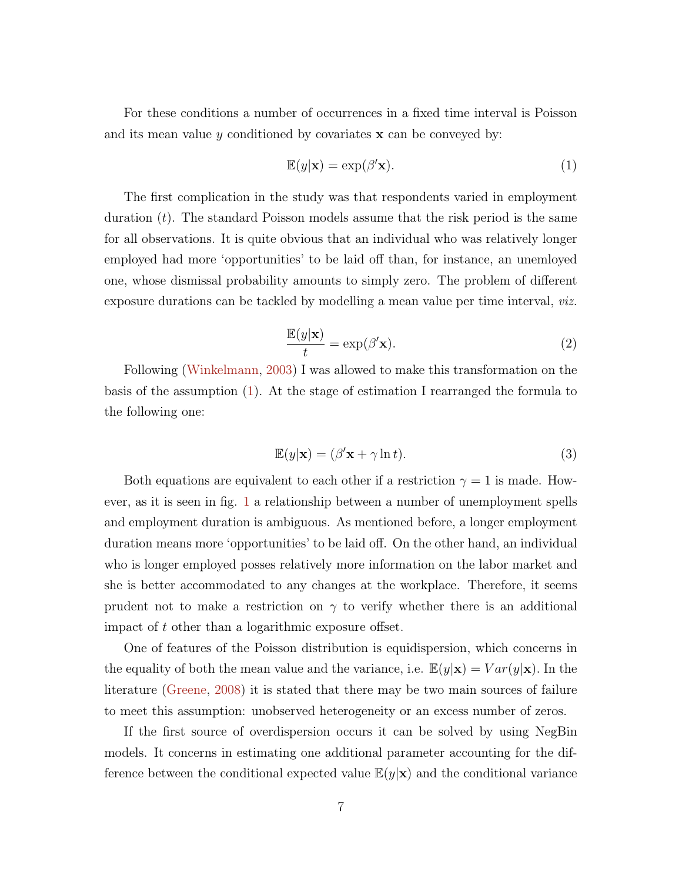For these conditions a number of occurrences in a fixed time interval is Poisson and its mean value $y$ conditioned by covariates $\mathbf{x}$ can be conveyed by:

$$\mathbb{E}(y|\mathbf{x}) = \exp(\beta'\mathbf{x}). \tag{1}$$

The first complication in the study was that respondents varied in employment duration ($t$). The standard Poisson models assume that the risk period is the same for all observations. It is quite obvious that an individual who was relatively longer employed had more 'opportunities' to be laid off than, for instance, an unemloyed one, whose dismissal probability amounts to simply zero. The problem of different exposure durations can be tackled by modelling a mean value per time interval, *viz.*

$$\frac{\mathbb{E}(y|\mathbf{x})}{t} = \exp(\beta'\mathbf{x}). \tag{2}$$

Following (Winkelmann, 2003) I was allowed to make this transformation on the basis of the assumption (1). At the stage of estimation I rearranged the formula to the following one:

$$\mathbb{E}(y|\mathbf{x}) = (\beta'\mathbf{x} + \gamma \ln t). \tag{3}$$

Both equations are equivalent to each other if a restriction $\gamma = 1$ is made. However, as it is seen in fig. 1 a relationship between a number of unemployment spells and employment duration is ambiguous. As mentioned before, a longer employment duration means more 'opportunities' to be laid off. On the other hand, an individual who is longer employed posses relatively more information on the labor market and she is better accommodated to any changes at the workplace. Therefore, it seems prudent not to make a restriction on $\gamma$ to verify whether there is an additional impact of $t$ other than a logarithmic exposure offset.

One of features of the Poisson distribution is equidispersion, which concerns in the equality of both the mean value and the variance, i.e. $\mathbb{E}(y|\mathbf{x}) = Var(y|\mathbf{x})$. In the literature (Greene, 2008) it is stated that there may be two main sources of failure to meet this assumption: unobserved heterogeneity or an excess number of zeros.

If the first source of overdispersion occurs it can be solved by using NegBin models. It concerns in estimating one additional parameter accounting for the difference between the conditional expected value $\mathbb{E}(y|\mathbf{x})$ and the conditional variance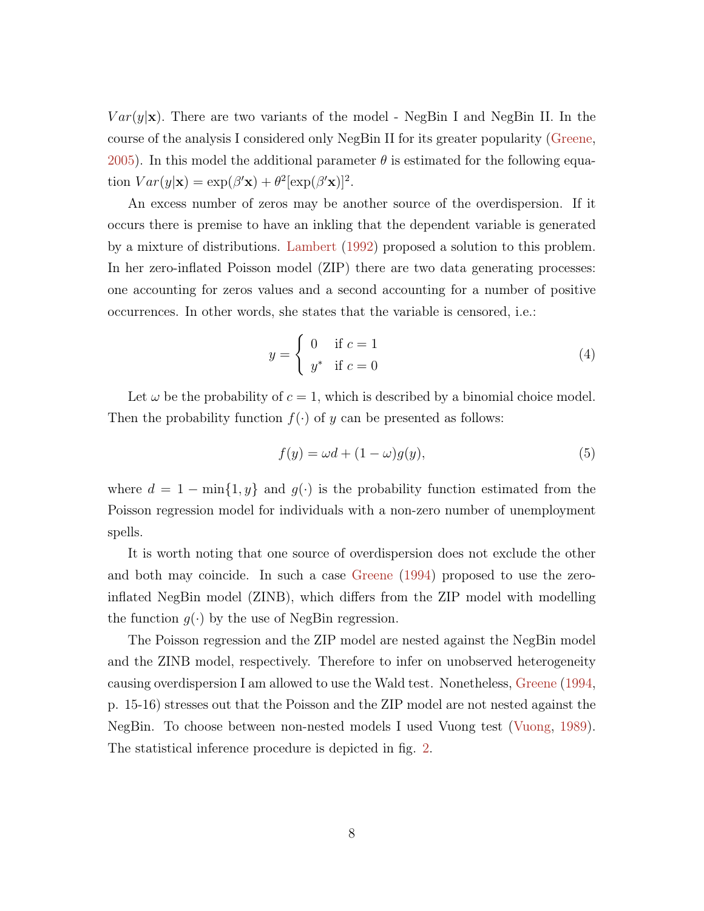$Var(y|\mathbf{x})$. There are two variants of the model - NegBin I and NegBin II. In the course of the analysis I considered only NegBin II for its greater popularity (Greene, 2005). In this model the additional parameter $\theta$ is estimated for the following equation $Var(y|\mathbf{x}) = \exp(\beta'\mathbf{x}) + \theta^2[\exp(\beta'\mathbf{x})]^2$.

An excess number of zeros may be another source of the overdispersion. If it occurs there is premise to have an inkling that the dependent variable is generated by a mixture of distributions. Lambert (1992) proposed a solution to this problem. In her zero-inflated Poisson model (ZIP) there are two data generating processes: one accounting for zeros values and a second accounting for a number of positive occurrences. In other words, she states that the variable is censored, i.e.:

$$y = \begin{cases} 0 & \text{if } c = 1 \\ y^* & \text{if } c = 0 \end{cases} \tag{4}$$

Let $\omega$ be the probability of $c = 1$, which is described by a binomial choice model. Then the probability function $f(\cdot)$ of $y$ can be presented as follows:

$$f(y) = \omega d + (1 - \omega)g(y), \tag{5}$$

where $d = 1 - \min\{1, y\}$ and $g(\cdot)$ is the probability function estimated from the Poisson regression model for individuals with a non-zero number of unemployment spells.

It is worth noting that one source of overdispersion does not exclude the other and both may coincide. In such a case Greene (1994) proposed to use the zero-inflated NegBin model (ZINB), which differs from the ZIP model with modelling the function $g(\cdot)$ by the use of NegBin regression.

The Poisson regression and the ZIP model are nested against the NegBin model and the ZINB model, respectively. Therefore to infer on unobserved heterogeneity causing overdispersion I am allowed to use the Wald test. Nonetheless, Greene (1994, p. 15-16) stresses out that the Poisson and the ZIP model are not nested against the NegBin. To choose between non-nested models I used Vuong test (Vuong, 1989). The statistical inference procedure is depicted in fig. 2.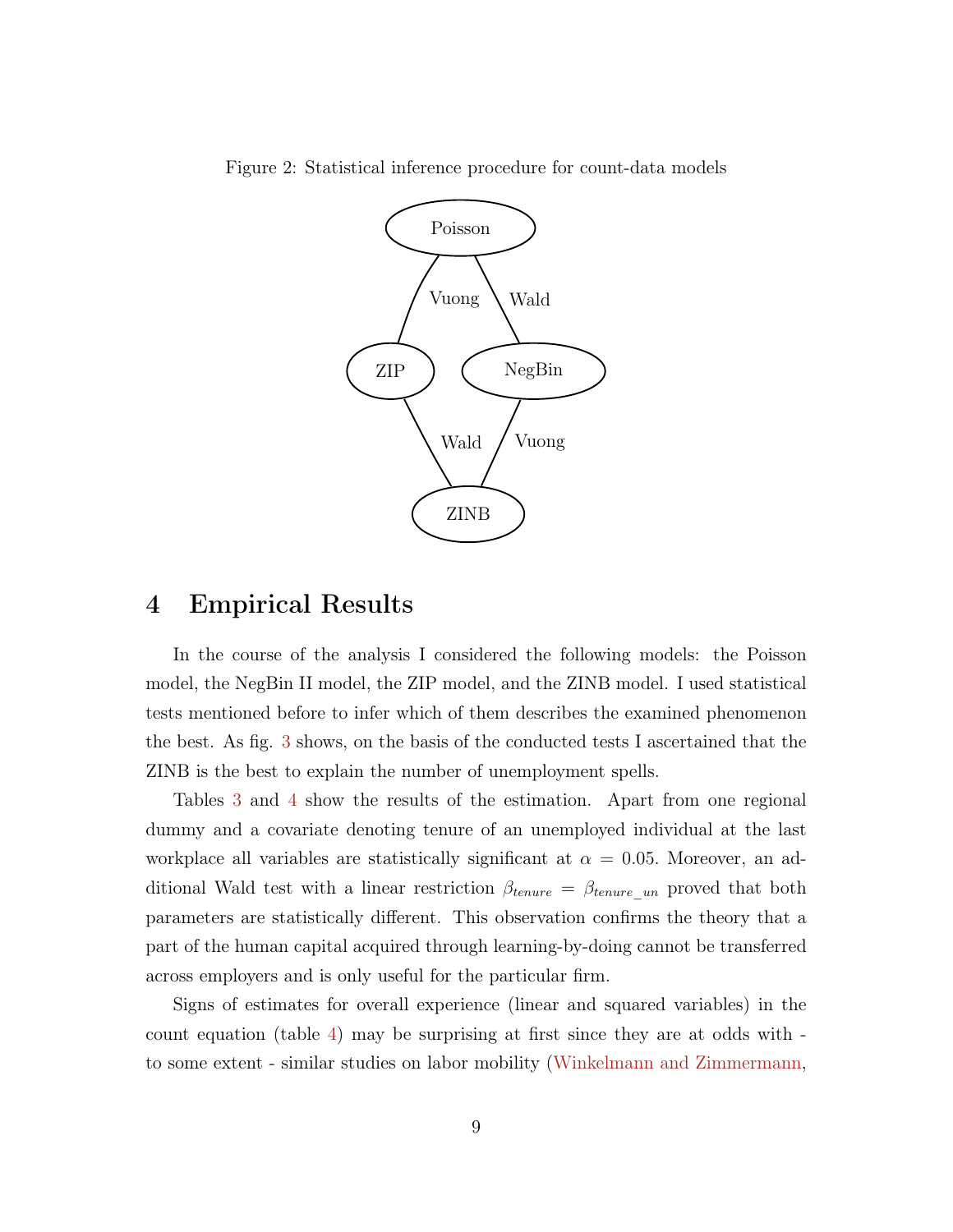Figure 2: Statistical inference procedure for count-data models

## 4 Empirical Results

In the course of the analysis I considered the following models: the Poisson model, the NegBin II model, the ZIP model, and the ZINB model. I used statistical tests mentioned before to infer which of them describes the examined phenomenon the best. As fig. 3 shows, on the basis of the conducted tests I ascertained that the ZINB is the best to explain the number of unemployment spells.

Tables 3 and 4 show the results of the estimation. Apart from one regional dummy and a covariate denoting tenure of an unemployed individual at the last workplace all variables are statistically significant at $\alpha = 0.05$. Moreover, an additional Wald test with a linear restriction $\beta_{tenure} = \beta_{tenure\_un}$ proved that both parameters are statistically different. This observation confirms the theory that a part of the human capital acquired through learning-by-doing cannot be transferred across employers and is only useful for the particular firm.

Signs of estimates for overall experience (linear and squared variables) in the count equation (table 4) may be surprising at first since they are at odds with - to some extent - similar studies on labor mobility (Winkelmann and Zimmermann,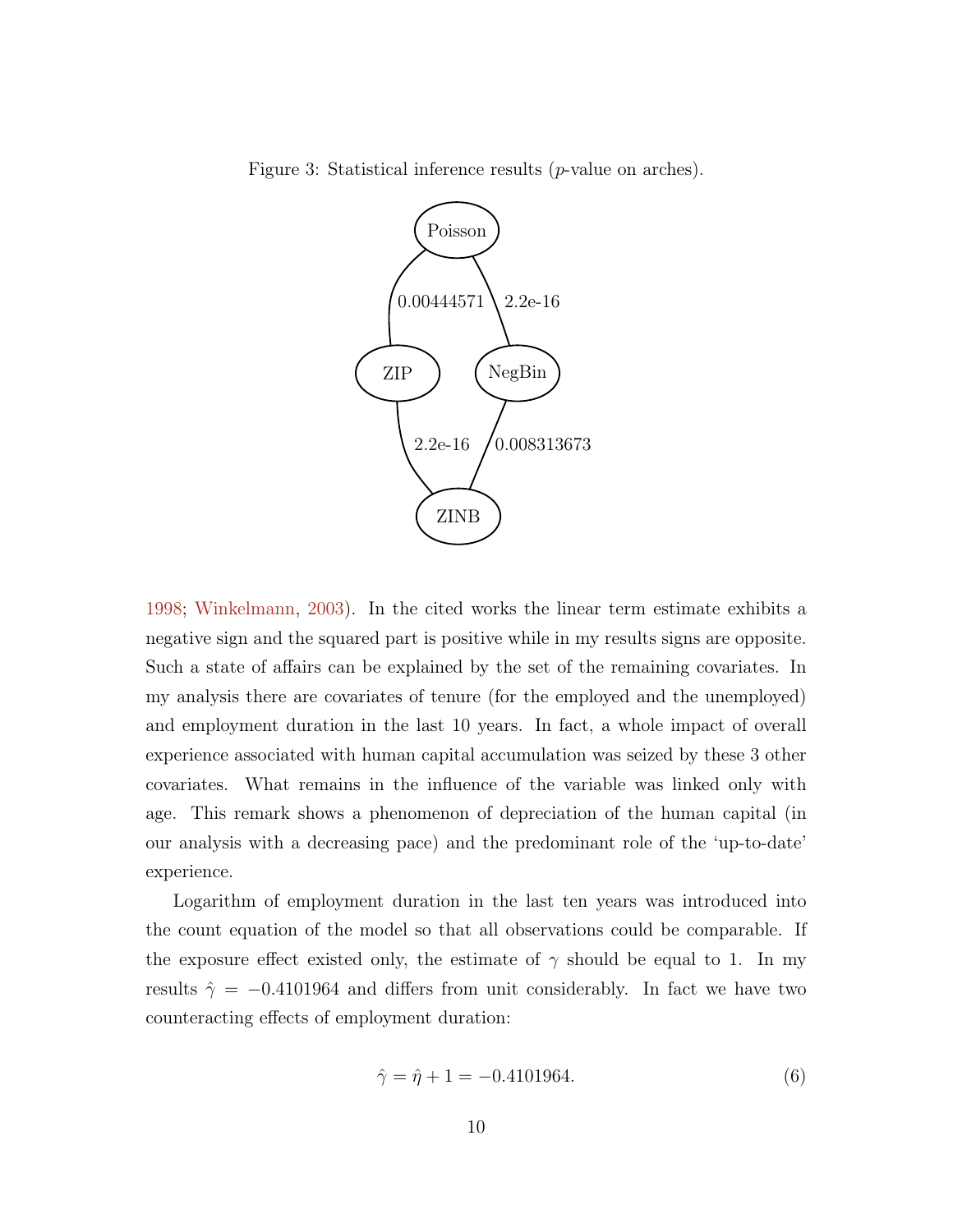Figure 3: Statistical inference results ($p$-value on arches).

1998; Winkelmann, 2003). In the cited works the linear term estimate exhibits a negative sign and the squared part is positive while in my results signs are opposite. Such a state of affairs can be explained by the set of the remaining covariates. In my analysis there are covariates of tenure (for the employed and the unemployed) and employment duration in the last 10 years. In fact, a whole impact of overall experience associated with human capital accumulation was seized by these 3 other covariates. What remains in the influence of the variable was linked only with age. This remark shows a phenomenon of depreciation of the human capital (in our analysis with a decreasing pace) and the predominant role of the 'up-to-date' experience.

Logarithm of employment duration in the last ten years was introduced into the count equation of the model so that all observations could be comparable. If the exposure effect existed only, the estimate of $\gamma$ should be equal to 1. In my results $\hat{\gamma} = -0.4101964$ and differs from unit considerably. In fact we have two counteracting effects of employment duration:

$$\hat{\gamma} = \hat{\eta} + 1 = -0.4101964. \tag{6}$$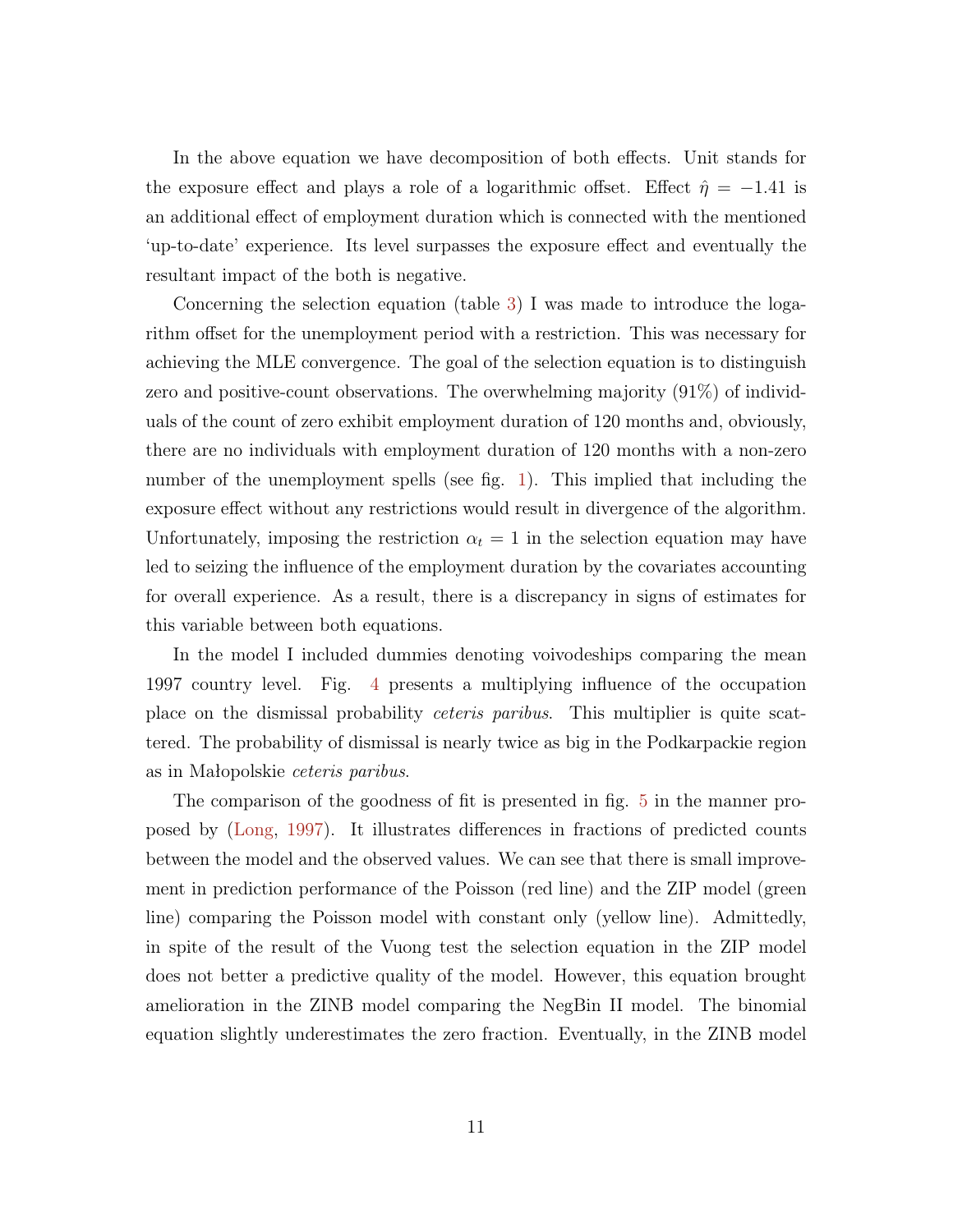In the above equation we have decomposition of both effects. Unit stands for the exposure effect and plays a role of a logarithmic offset. Effect $\hat{\eta} = -1.41$ is an additional effect of employment duration which is connected with the mentioned 'up-to-date' experience. Its level surpasses the exposure effect and eventually the resultant impact of the both is negative.

Concerning the selection equation (table 3) I was made to introduce the logarithm offset for the unemployment period with a restriction. This was necessary for achieving the MLE convergence. The goal of the selection equation is to distinguish zero and positive-count observations. The overwhelming majority (91%) of individuals of the count of zero exhibit employment duration of 120 months and, obviously, there are no individuals with employment duration of 120 months with a non-zero number of the unemployment spells (see fig. 1). This implied that including the exposure effect without any restrictions would result in divergence of the algorithm. Unfortunately, imposing the restriction $\alpha_t = 1$ in the selection equation may have led to seizing the influence of the employment duration by the covariates accounting for overall experience. As a result, there is a discrepancy in signs of estimates for this variable between both equations.

In the model I included dummies denoting voivodeships comparing the mean 1997 country level. Fig. 4 presents a multiplying influence of the occupation place on the dismissal probability *ceteris paribus*. This multiplier is quite scattered. The probability of dismissal is nearly twice as big in the Podkarpackie region as in Małopolskie *ceteris paribus*.

The comparison of the goodness of fit is presented in fig. 5 in the manner proposed by (Long, 1997). It illustrates differences in fractions of predicted counts between the model and the observed values. We can see that there is small improvement in prediction performance of the Poisson (red line) and the ZIP model (green line) comparing the Poisson model with constant only (yellow line). Admittedly, in spite of the result of the Vuong test the selection equation in the ZIP model does not better a predictive quality of the model. However, this equation brought amelioration in the ZINB model comparing the NegBin II model. The binomial equation slightly underestimates the zero fraction. Eventually, in the ZINB model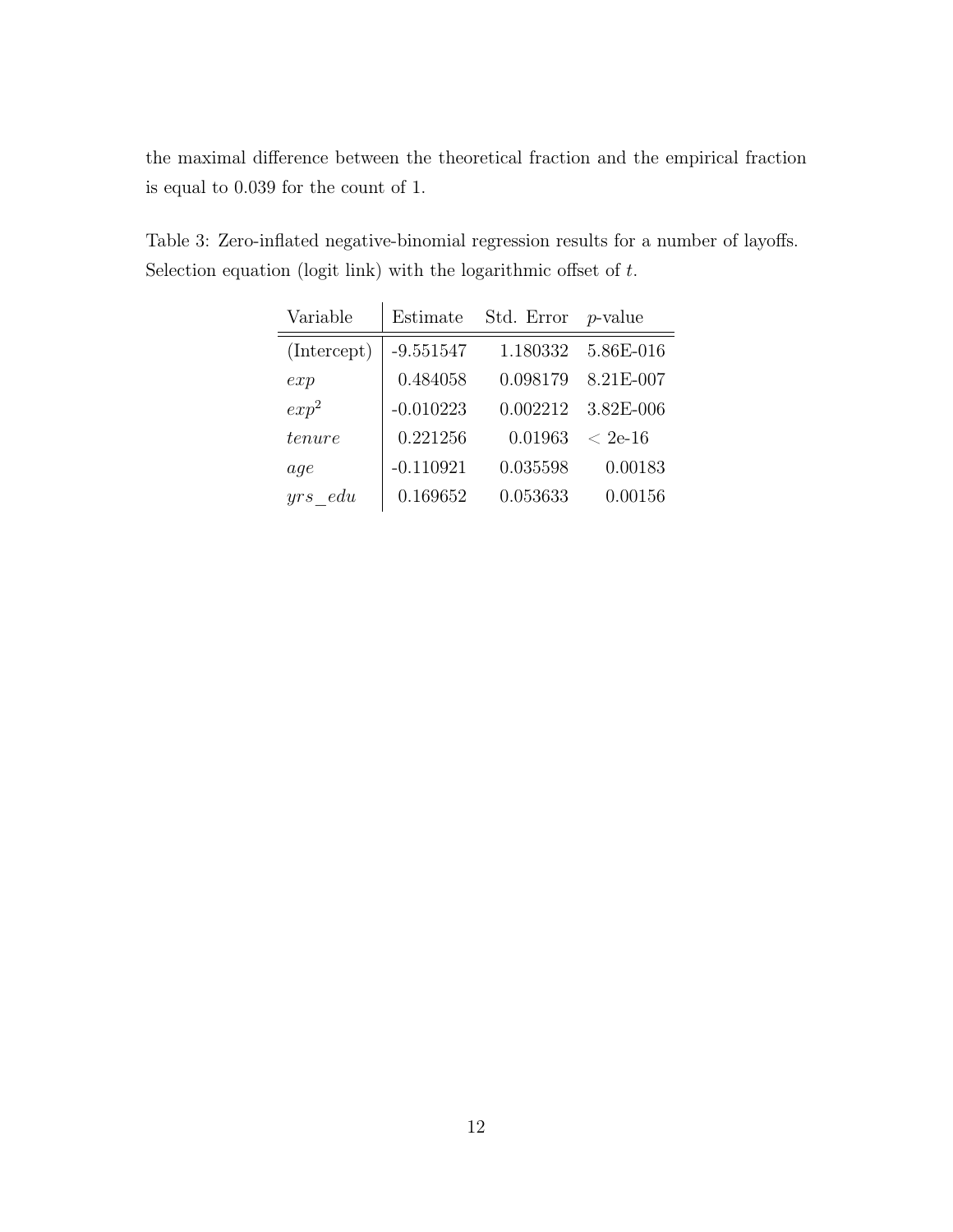the maximal difference between the theoretical fraction and the empirical fraction is equal to 0.039 for the count of 1.

Table 3: Zero-inflated negative-binomial regression results for a number of layoffs. Selection equation (logit link) with the logarithmic offset of $t$.

| Variable | Estimate | Std. Error | $p$-value |
|---|---|---|---|
| (Intercept) | -9.551547 | 1.180332 | 5.86E-016 |
| $exp$ | 0.484058 | 0.098179 | 8.21E-007 |
| $exp^2$ | -0.010223 | 0.002212 | 3.82E-006 |
| $tenure$ | 0.221256 | 0.01963 | $<$ 2e-16 |
| $age$ | -0.110921 | 0.035598 | 0.00183 |
| $yrs\_edu$ | 0.169652 | 0.053633 | 0.00156 |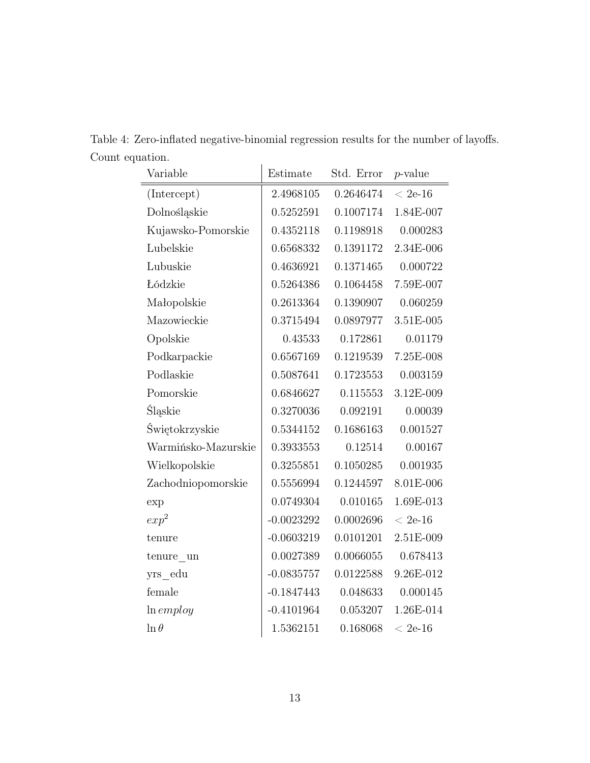Table 4: Zero-inflated negative-binomial regression results for the number of layoffs. Count equation.

| Variable | Estimate | Std. Error | $p$-value |
|---|---|---|---|
| (Intercept) | 2.4968105 | 0.2646474 | $< 2e\text{-}16$ |
| Dolnośląskie | 0.5252591 | 0.1007174 | 1.84E-007 |
| Kujawsko-Pomorskie | 0.4352118 | 0.1198918 | 0.000283 |
| Lubelskie | 0.6568332 | 0.1391172 | 2.34E-006 |
| Lubuskie | 0.4636921 | 0.1371465 | 0.000722 |
| Łódzkie | 0.5264386 | 0.1064458 | 7.59E-007 |
| Małopolskie | 0.2613364 | 0.1390907 | 0.060259 |
| Mazowieckie | 0.3715494 | 0.0897977 | 3.51E-005 |
| Opolskie | 0.43533 | 0.172861 | 0.01179 |
| Podkarpackie | 0.6567169 | 0.1219539 | 7.25E-008 |
| Podlaskie | 0.5087641 | 0.1723553 | 0.003159 |
| Pomorskie | 0.6846627 | 0.115553 | 3.12E-009 |
| Śląskie | 0.3270036 | 0.092191 | 0.00039 |
| Świętokrzyskie | 0.5344152 | 0.1686163 | 0.001527 |
| Warmińsko-Mazurskie | 0.3933553 | 0.12514 | 0.00167 |
| Wielkopolskie | 0.3255851 | 0.1050285 | 0.001935 |
| Zachodniopomorskie | 0.5556994 | 0.1244597 | 8.01E-006 |
| exp | 0.0749304 | 0.010165 | 1.69E-013 |
| $exp^2$ | -0.0023292 | 0.0002696 | $< 2e\text{-}16$ |
| tenure | -0.0603219 | 0.0101201 | 2.51E-009 |
| tenure_un | 0.0027389 | 0.0066055 | 0.678413 |
| yrs_edu | -0.0835757 | 0.0122588 | 9.26E-012 |
| female | -0.1847443 | 0.048633 | 0.000145 |
| $\ln employ$ | -0.4101964 | 0.053207 | 1.26E-014 |
| $\ln \theta$ | 1.5362151 | 0.168068 | $< 2e\text{-}16$ |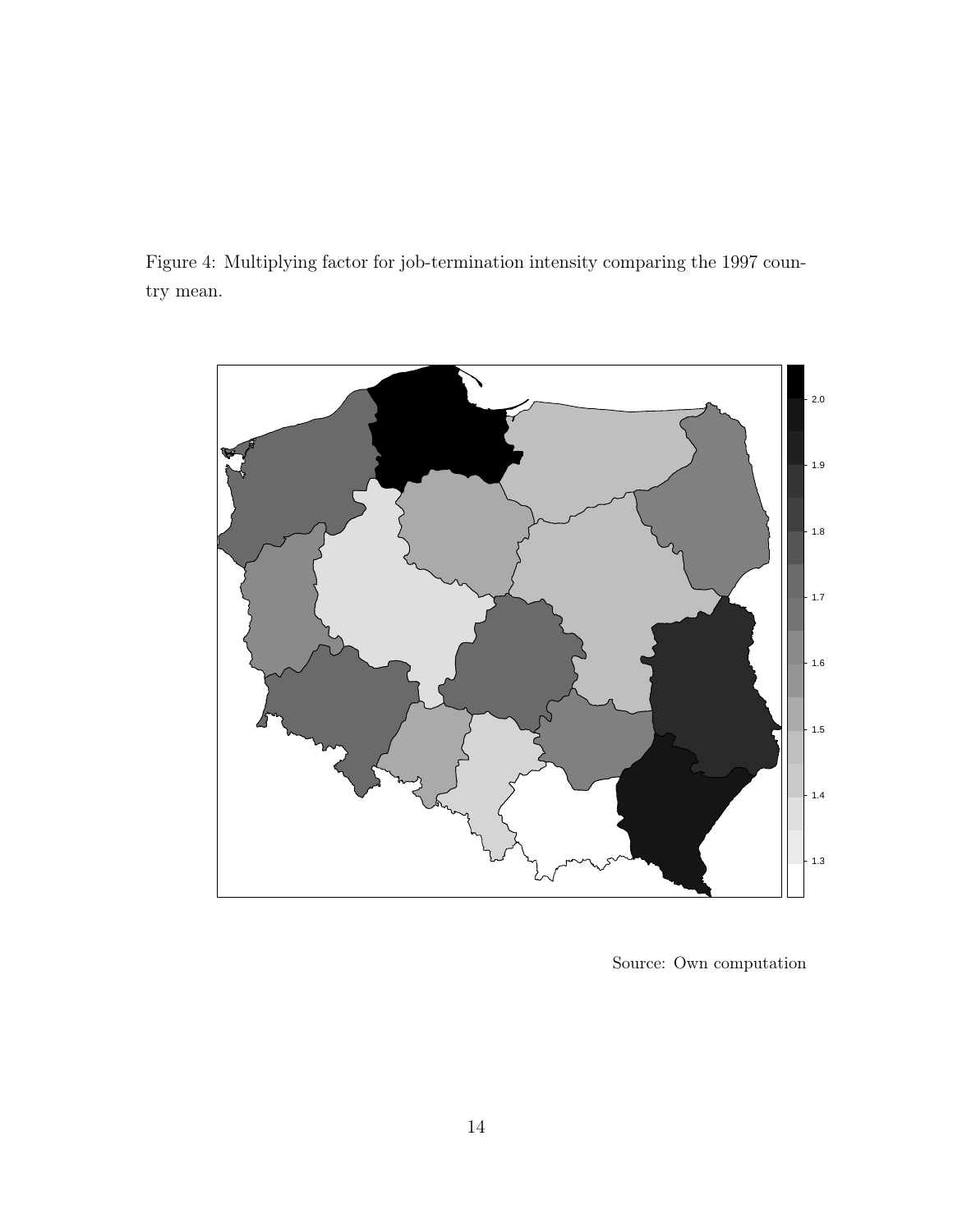Figure 4: Multiplying factor for job-termination intensity comparing the 1997 country mean.

Source: Own computation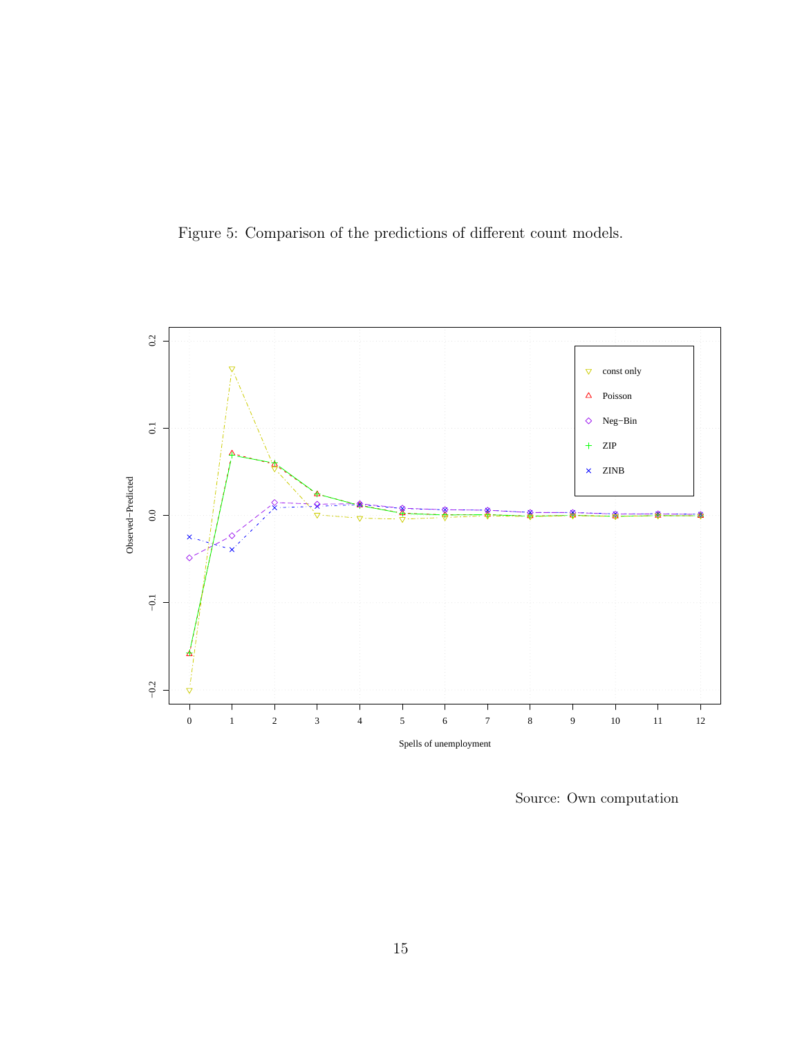Figure 5: Comparison of the predictions of different count models.

Source: Own computation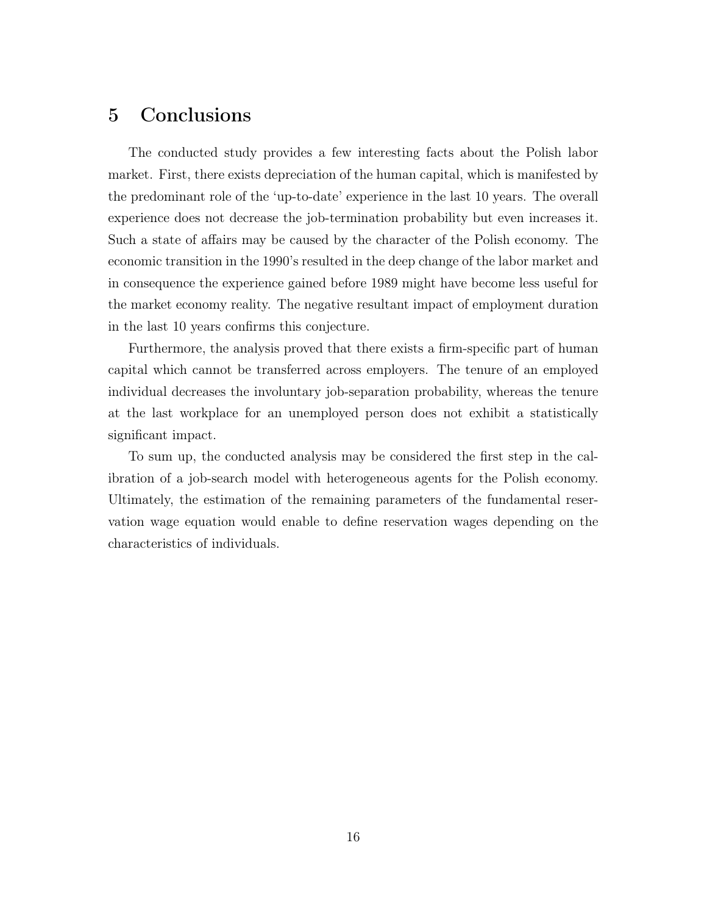# 5 Conclusions

The conducted study provides a few interesting facts about the Polish labor market. First, there exists depreciation of the human capital, which is manifested by the predominant role of the 'up-to-date' experience in the last 10 years. The overall experience does not decrease the job-termination probability but even increases it. Such a state of affairs may be caused by the character of the Polish economy. The economic transition in the 1990's resulted in the deep change of the labor market and in consequence the experience gained before 1989 might have become less useful for the market economy reality. The negative resultant impact of employment duration in the last 10 years confirms this conjecture.

Furthermore, the analysis proved that there exists a firm-specific part of human capital which cannot be transferred across employers. The tenure of an employed individual decreases the involuntary job-separation probability, whereas the tenure at the last workplace for an unemployed person does not exhibit a statistically significant impact.

To sum up, the conducted analysis may be considered the first step in the calibration of a job-search model with heterogeneous agents for the Polish economy. Ultimately, the estimation of the remaining parameters of the fundamental reservation wage equation would enable to define reservation wages depending on the characteristics of individuals.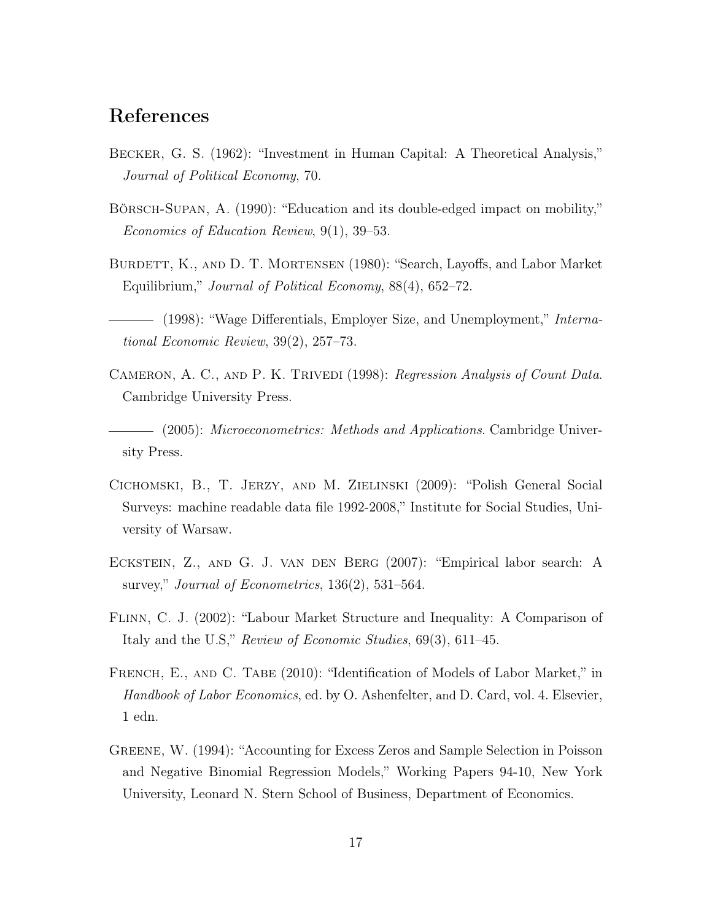## References

Becker, G. S. (1962): "Investment in Human Capital: A Theoretical Analysis," *Journal of Political Economy*, 70.

Börsch-Supan, A. (1990): "Education and its double-edged impact on mobility," *Economics of Education Review*, 9(1), 39–53.

Burdett, K., and D. T. Mortensen (1980): "Search, Layoffs, and Labor Market Equilibrium," *Journal of Political Economy*, 88(4), 652–72.

——— (1998): "Wage Differentials, Employer Size, and Unemployment," *International Economic Review*, 39(2), 257–73.

Cameron, A. C., and P. K. Trivedi (1998): *Regression Analysis of Count Data*. Cambridge University Press.

——— (2005): *Microeconometrics: Methods and Applications*. Cambridge University Press.

Cichomski, B., T. Jerzy, and M. Zielinski (2009): "Polish General Social Surveys: machine readable data file 1992-2008," Institute for Social Studies, University of Warsaw.

Eckstein, Z., and G. J. van den Berg (2007): "Empirical labor search: A survey," *Journal of Econometrics*, 136(2), 531–564.

Flinn, C. J. (2002): "Labour Market Structure and Inequality: A Comparison of Italy and the U.S," *Review of Economic Studies*, 69(3), 611–45.

French, E., and C. Tabe (2010): "Identification of Models of Labor Market," in *Handbook of Labor Economics*, ed. by O. Ashenfelter, and D. Card, vol. 4. Elsevier, 1 edn.

Greene, W. (1994): "Accounting for Excess Zeros and Sample Selection in Poisson and Negative Binomial Regression Models," Working Papers 94-10, New York University, Leonard N. Stern School of Business, Department of Economics.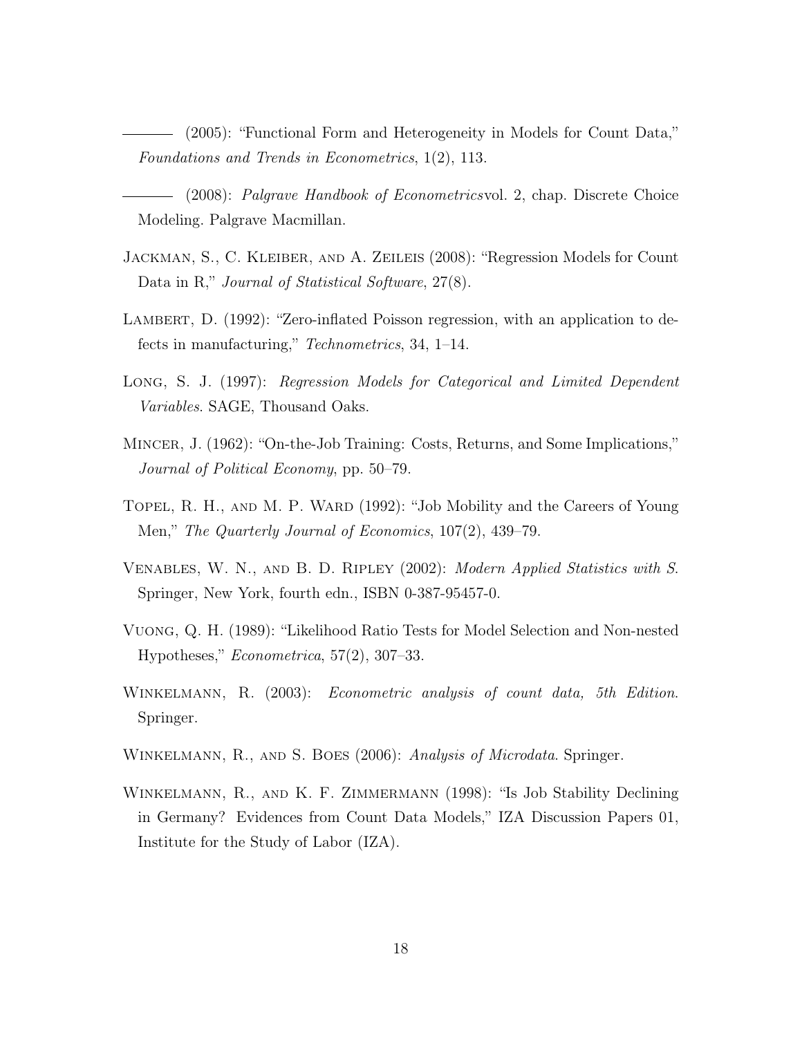——— (2005): "Functional Form and Heterogeneity in Models for Count Data," *Foundations and Trends in Econometrics*, 1(2), 113.

——— (2008): *Palgrave Handbook of Econometrics*vol. 2, chap. Discrete Choice Modeling. Palgrave Macmillan.

Jackman, S., C. Kleiber, and A. Zeileis (2008): "Regression Models for Count Data in R," *Journal of Statistical Software*, 27(8).

Lambert, D. (1992): "Zero-inflated Poisson regression, with an application to defects in manufacturing," *Technometrics*, 34, 1–14.

Long, S. J. (1997): *Regression Models for Categorical and Limited Dependent Variables*. SAGE, Thousand Oaks.

Mincer, J. (1962): "On-the-Job Training: Costs, Returns, and Some Implications," *Journal of Political Economy*, pp. 50–79.

Topel, R. H., and M. P. Ward (1992): "Job Mobility and the Careers of Young Men," *The Quarterly Journal of Economics*, 107(2), 439–79.

Venables, W. N., and B. D. Ripley (2002): *Modern Applied Statistics with S*. Springer, New York, fourth edn., ISBN 0-387-95457-0.

Vuong, Q. H. (1989): "Likelihood Ratio Tests for Model Selection and Non-nested Hypotheses," *Econometrica*, 57(2), 307–33.

Winkelmann, R. (2003): *Econometric analysis of count data, 5th Edition*. Springer.

Winkelmann, R., and S. Boes (2006): *Analysis of Microdata*. Springer.

Winkelmann, R., and K. F. Zimmermann (1998): "Is Job Stability Declining in Germany? Evidences from Count Data Models," IZA Discussion Papers 01, Institute for the Study of Labor (IZA).